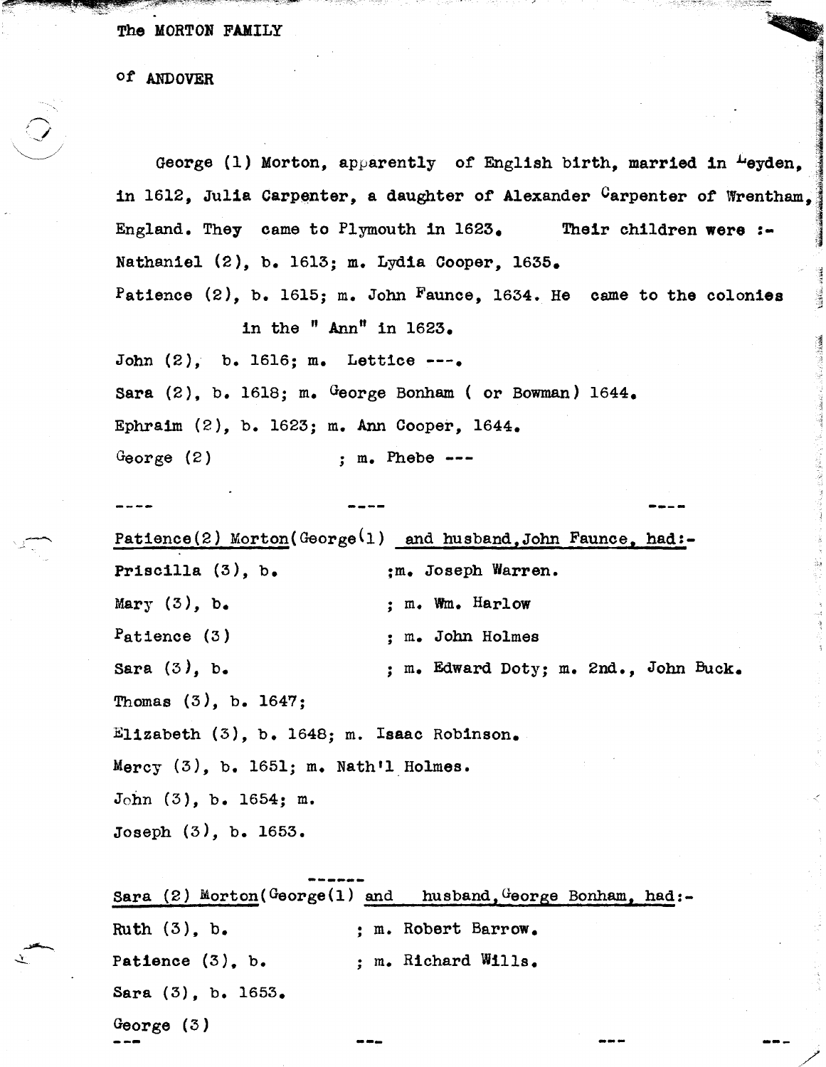The MORTON FAMILY

of ANDOVER

George (1) Morton, apparently of English birth, married in Leyden, in 1612, Julia Carpenter, a daughter of Alexander Carpenter of Wrentham, England. They came to Plymouth in 1623. Their children were :-

Nathaniel (2), b. 1613; m. Lydia Cooper, 1635.

Patience (2), b. 1615; m. John Faunce, 1634. He came to the colonies in the " Ann" in 1623.

John (2), b. 1616; m. Lettice ---.

Sara (2), b. 1618; m. George Bonham ( or Bowman) 1644.

Ephraim (2), b. 1623; m. Ann Cooper, 1644.

George (2) ; m. Phebe ---

---- ---- ----

Patience(2) Morton(George(1) and husband, John Faunce, had:-

Priscilla (3), b. ;m. Joseph Warren.

Mary (3), b. ; m. Wm. Harlow

Patience (3) ; m. John Holmes

Sara (3), b. ; m. Edward Doty; m. 2nd., John Buck.

Thomas (3), b. 1647;

Elizabeth (3), b. 1648; m. Isaac Robinson.

Mercy (3), b. 1651; m. Nath'l Holmes.

John (3), b. 1654; m.

Joseph (3), b. 1653.

Sara (2) Morton(George(1) and husband, George Bonham, had:-

Ruth (3), b. ; m. Robert Barrow.

Patience (3), b. ; m. Richard Wills.

Sara (3), b. 1653.

George (3)

--- --- --- ---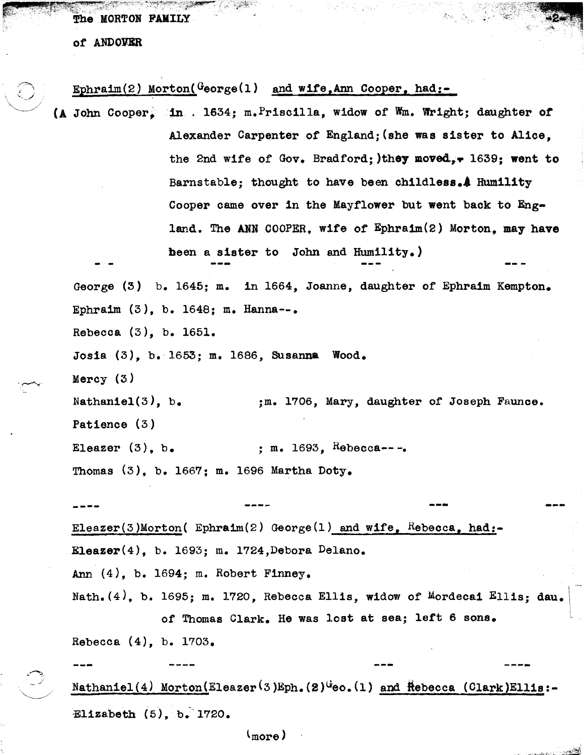The MORTON FAMILY

of ANDOVER

Ephraim(2) Morton(George(1) and wife,Ann Cooper, had:-

(A John Cooper, in . 1634; m.Priscilla, widow of Wm. Wright; daughter of Alexander Carpenter of England;(she was sister to Alice, the 2nd wife of Gov. Bradford;)they moved, 1639; went to Barnstable; thought to have been childless. A Humility Cooper came over in the Mayflower but went back to England. The ANN COOPER, wife of Ephraim(2) Morton, may have been a sister to John and Humility.)

-- --- --- ---

George (3) b. 1645; m. in 1664, Joanne, daughter of Ephraim Kempton.

Ephraim (3), b. 1648; m. Hanna--.

Rebecca (3), b. 1651.

Josia (3), b. 1653; m. 1686, Susanna Wood.

Mercy (3)

Nathaniel(3), b. ;m. 1706, Mary, daughter of Joseph Faunce.

Patience (3)

Eleazer (3), b. ; m. 1693, Rebecca---.

Thomas (3), b. 1667; m. 1696 Martha Doty.

---- ---- --- ---

Eleazer(3)Morton( Ephraim(2) George(1) and wife, Rebecca, had:-

**Eleazer**(4), b. 1693; m. 1724,Debora Delano.

Ann (4), b. 1694; m. Robert Finney.

Nath.(4), b. 1695; m. 1720, Rebecca Ellis, widow of Mordecai Ellis; dau. of Thomas Clark. He was lost at sea; left 6 sons.

Rebecca (4), b. 1703.

--- ---- --- ----

Nathaniel(4) Morton(Eleazer(3)Eph.(2)Geo.(1) and Rebecca (Clark)Ellis:-

Elizabeth (5), b. 1720.

(more)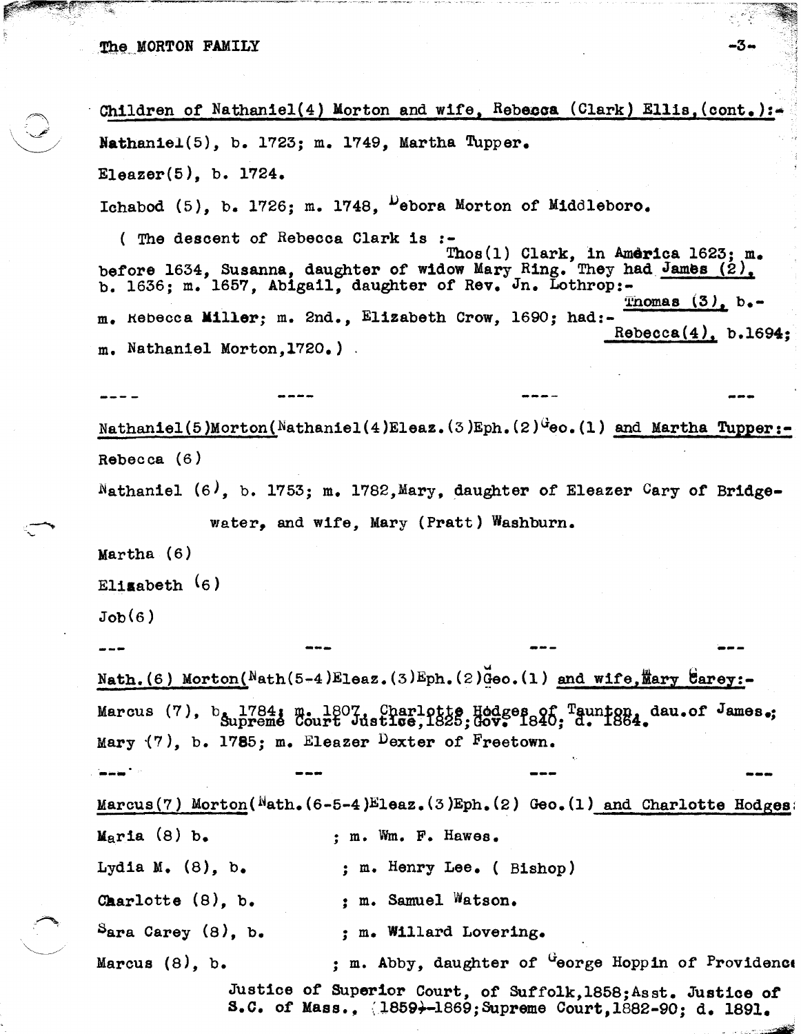Children of Nathaniel(4) Morton and wife, Rebecca (Clark) Ellis, (cont.):-

Nathaniel(5), b. 1723; m. 1749, Martha Tupper.

Eleazer(5), b. 1724.

Ichabod (5), b. 1726; m. 1748, Debora Morton of Middleboro.

( The descent of Rebecca Clark is :-
Thos(1) Clark, in America 1623; m. before 1634, Susanna, daughter of widow Mary Ring. They had James (2), b. 1636; m. 1657, Abigail, daughter of Rev. Jn. Lothrop:-
Thomas (3), b.- m. Rebecca Miller; m. 2nd., Elizabeth Crow, 1690; had:-
Rebecca(4), b.1694; m. Nathaniel Morton, 1720.)

---- ---- ---- ---

Nathaniel(5)Morton(Nathaniel(4)Eleaz.(3)Eph.(2)Geo.(1) and Martha Tupper:-

Rebecca (6)

Nathaniel (6), b. 1753; m. 1782, Mary, daughter of Eleazer Cary of Bridgewater, and wife, Mary (Pratt) Washburn.

Martha (6)

Elizabeth (6)

Job(6)

--- --- --- ---

Nath.(6) Morton(Nath(5-4)Eleaz.(3)Eph.(2)Geo.(1) and wife, Mary Carey:-

Marcus (7), b. 1784; m. 1807, Charlotte Hodges of Taunton, dau. of James.; Supreme Court Justice, 1825; Gov. 1840; d. 1864.

Mary (7), b. 1785; m. Eleazer Dexter of Freetown.

--- --- --- ---

Marcus(7) Morton(Nath.(6-5-4)Eleaz.(3)Eph.(2) Geo.(1) and Charlotte Hodges:

Maria (8) b. ; m. Wm. F. Hawes.

Lydia M. (8), b. ; m. Henry Lee. ( Bishop)

Charlotte (8), b. ; m. Samuel Watson.

Sara Carey (8), b. ; m. Willard Lovering.

Marcus (8), b. ; m. Abby, daughter of George Hoppin of Providence
Justice of Superior Court, of Suffolk, 1858; Asst. Justice of S.C. of Mass., 1859-1869; Supreme Court, 1882-90; d. 1891.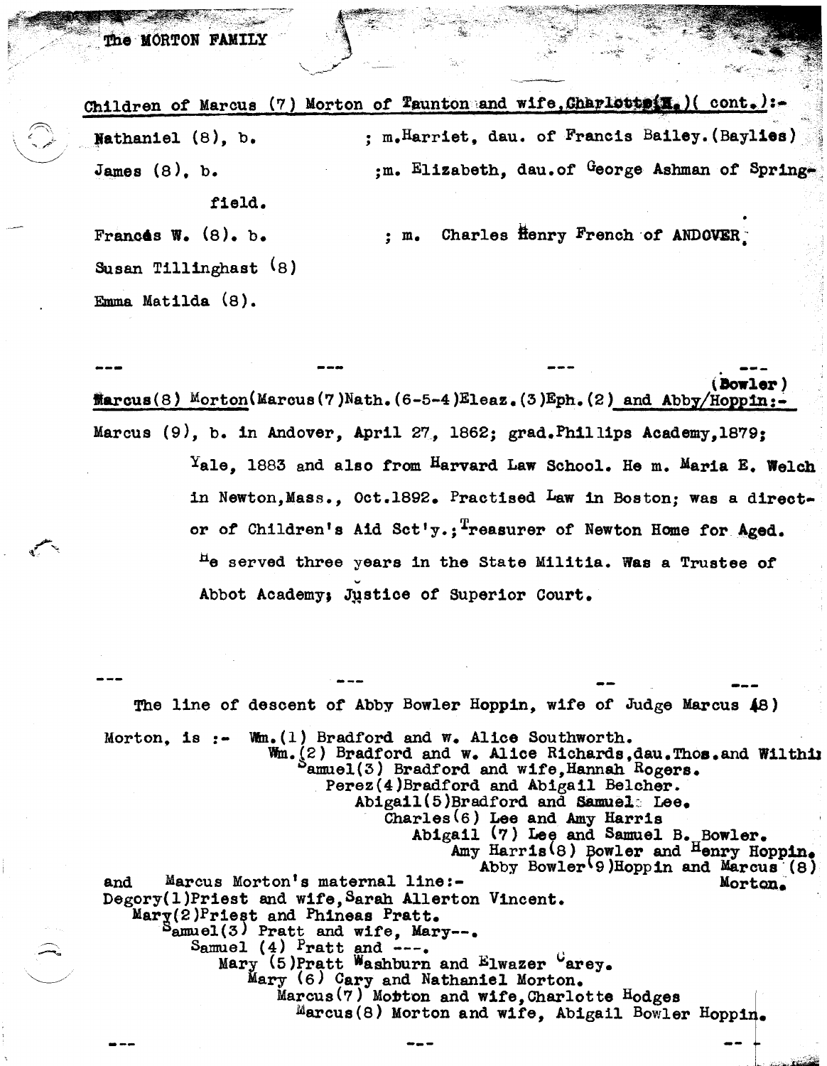The MORTON FAMILY

Children of Marcus (7) Morton of Taunton and wife, Charlotte (H.) (cont.):-

Nathaniel (8), b. ; m. Harriet, dau. of Francis Bailey. (Baylies)

James (8), b. ; m. Elizabeth, dau. of George Ashman of Springfield.

Francés W. (8). b. ; m. Charles Henry French of ANDOVER.

Susan Tillinghast (8)

Emma Matilda (8).

--- --- --- ---

Marcus (8) Morton (Marcus (7) Nath. (6-5-4) Eleaz. (3) Eph. (2) and Abby (Bowler) Hoppin:-

Marcus (9), b. in Andover, April 27, 1862; grad. Phillips Academy, 1879; Yale, 1883 and also from Harvard Law School. He m. Maria E. Welch in Newton, Mass., Oct. 1892. Practised Law in Boston; was a director of Children's Aid Sct'y.; Treasurer of Newton Home for Aged. He served three years in the State Militia. Was a Trustee of Abbot Academy; Justice of Superior Court.

--- --- -- ---

The line of descent of Abby Bowler Hoppin, wife of Judge Marcus (8) Morton, is :-

- Wm. (1) Bradford and w. Alice Southworth.
  - Wm. (2) Bradford and w. Alice Richards, dau. Thos. and Wilthi
    - Samuel (3) Bradford and wife, Hannah Rogers.
      - Perez (4) Bradford and Abigail Belcher.
        - Abigail (5) Bradford and Samuel Lee.
          - Charles (6) Lee and Amy Harris
            - Abigail (7) Lee and Samuel B. Bowler.
              - Amy Harris (8) Bowler and Henry Hoppin.
                - Abby Bowler (9) Hoppin and Marcus (8) Morton.

and Marcus Morton's maternal line:-

- Degory (1) Priest and wife, Sarah Allerton Vincent.
  - Mary (2) Priest and Phineas Pratt.
    - Samuel (3) Pratt and wife, Mary--.
      - Samuel (4) Pratt and ---.
        - Mary (5) Pratt Washburn and Elwazer Carey.
          - Mary (6) Cary and Nathaniel Morton.
            - Marcus (7) Morton and wife, Charlotte Hodges
              - Marcus (8) Morton and wife, Abigail Bowler Hoppin.

--- --- --